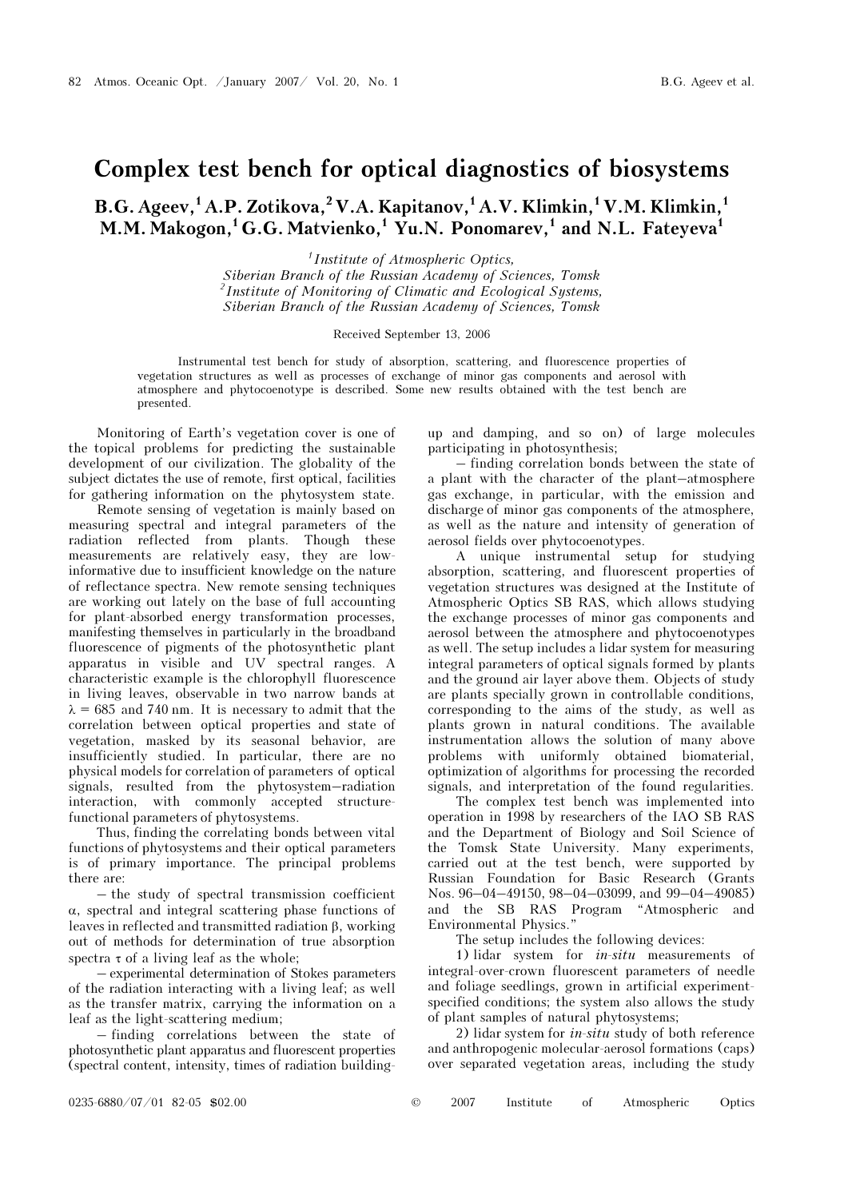# Complex test bench for optical diagnostics of biosystems

**B.G. Ageev,[1] A.P. Zotikova,[2] V.A. Kapitanov,[1] A.V. Klimkin,[1] V.M. Klimkin,[1] M.M. Makogon,[1] G.G. Matvienko,[1] Yu.N. Ponomarev,[1] and N.L. Fateyeva[1]**

[1] *Institute of Atmospheric Optics, Siberian Branch of the Russian Academy of Sciences, Tomsk*
[2] *Institute of Monitoring of Climatic and Ecological Systems, Siberian Branch of the Russian Academy of Sciences, Tomsk*

Received September 13, 2006

Instrumental test bench for study of absorption, scattering, and fluorescence properties of vegetation structures as well as processes of exchange of minor gas components and aerosol with atmosphere and phytocoenotype is described. Some new results obtained with the test bench are presented.

Monitoring of Earth's vegetation cover is one of the topical problems for predicting the sustainable development of our civilization. The globality of the subject dictates the use of remote, first optical, facilities for gathering information on the phytosystem state.

Remote sensing of vegetation is mainly based on measuring spectral and integral parameters of the radiation reflected from plants. Though these measurements are relatively easy, they are low-informative due to insufficient knowledge on the nature of reflectance spectra. New remote sensing techniques are working out lately on the base of full accounting for plant-absorbed energy transformation processes, manifesting themselves in particularly in the broadband fluorescence of pigments of the photosynthetic plant apparatus in visible and UV spectral ranges. A characteristic example is the chlorophyll fluorescence in living leaves, observable in two narrow bands at $\lambda = 685$ and 740 nm. It is necessary to admit that the correlation between optical properties and state of vegetation, masked by its seasonal behavior, are insufficiently studied. In particular, there are no physical models for correlation of parameters of optical signals, resulted from the phytosystem–radiation interaction, with commonly accepted structure-functional parameters of phytosystems.

Thus, finding the correlating bonds between vital functions of phytosystems and their optical parameters is of primary importance. The principal problems there are:

– the study of spectral transmission coefficient $\alpha$, spectral and integral scattering phase functions of leaves in reflected and transmitted radiation $\beta$, working out of methods for determination of true absorption spectra $\tau$ of a living leaf as the whole;

– experimental determination of Stokes parameters of the radiation interacting with a living leaf; as well as the transfer matrix, carrying the information on a leaf as the light-scattering medium;

– finding correlations between the state of photosynthetic plant apparatus and fluorescent properties (spectral content, intensity, times of radiation building-up and damping, and so on) of large molecules participating in photosynthesis;

– finding correlation bonds between the state of a plant with the character of the plant–atmosphere gas exchange, in particular, with the emission and discharge of minor gas components of the atmosphere, as well as the nature and intensity of generation of aerosol fields over phytocoenotypes.

A unique instrumental setup for studying absorption, scattering, and fluorescent properties of vegetation structures was designed at the Institute of Atmospheric Optics SB RAS, which allows studying the exchange processes of minor gas components and aerosol between the atmosphere and phytocoenotypes as well. The setup includes a lidar system for measuring integral parameters of optical signals formed by plants and the ground air layer above them. Objects of study are plants specially grown in controllable conditions, corresponding to the aims of the study, as well as plants grown in natural conditions. The available instrumentation allows the solution of many above problems with uniformly obtained biomaterial, optimization of algorithms for processing the recorded signals, and interpretation of the found regularities.

The complex test bench was implemented into operation in 1998 by researchers of the IAO SB RAS and the Department of Biology and Soil Science of the Tomsk State University. Many experiments, carried out at the test bench, were supported by Russian Foundation for Basic Research (Grants Nos. 96–04–49150, 98–04–03099, and 99–04–49085) and the SB RAS Program "Atmospheric and Environmental Physics."

The setup includes the following devices:

1) lidar system for *in-situ* measurements of integral-over-crown fluorescent parameters of needle and foliage seedlings, grown in artificial experiment-specified conditions; the system also allows the study of plant samples of natural phytosystems;

2) lidar system for *in-situ* study of both reference and anthropogenic molecular-aerosol formations (caps) over separated vegetation areas, including the study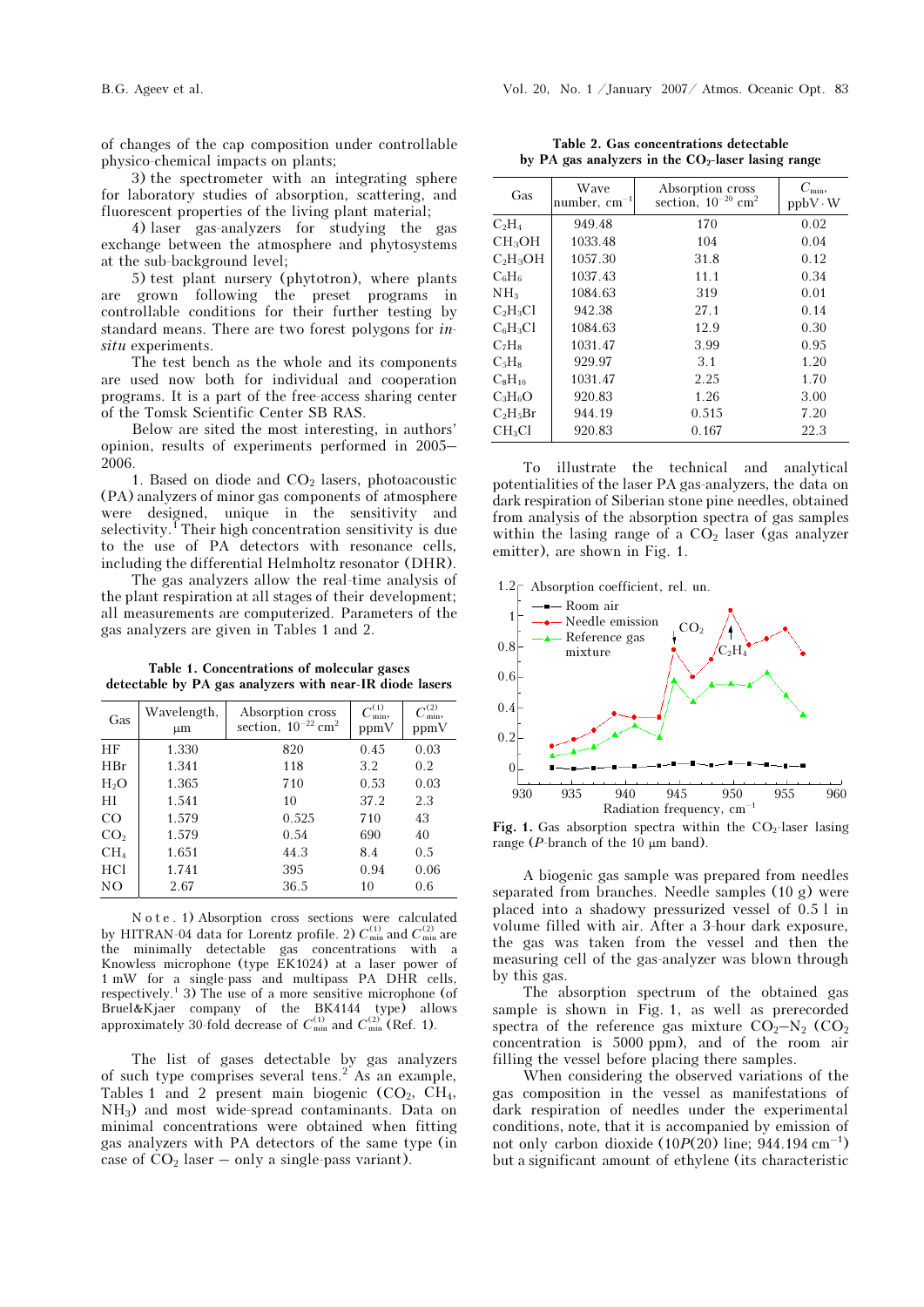of changes of the cap composition under controllable physico-chemical impacts on plants;

3) the spectrometer with an integrating sphere for laboratory studies of absorption, scattering, and fluorescent properties of the living plant material;

4) laser gas-analyzers for studying the gas exchange between the atmosphere and phytosystems at the sub-background level;

5) test plant nursery (phytotron), where plants are grown following the preset programs in controllable conditions for their further testing by standard means. There are two forest polygons for *in-situ* experiments.

The test bench as the whole and its components are used now both for individual and cooperation programs. It is a part of the free-access sharing center of the Tomsk Scientific Center SB RAS.

Below are sited the most interesting, in authors' opinion, results of experiments performed in 2005–2006.

1. Based on diode and $CO_2$ lasers, photoacoustic (PA) analyzers of minor gas components of atmosphere were designed, unique in the sensitivity and selectivity.[1] Their high concentration sensitivity is due to the use of PA detectors with resonance cells, including the differential Helmholtz resonator (DHR).

The gas analyzers allow the real-time analysis of the plant respiration at all stages of their development; all measurements are computerized. Parameters of the gas analyzers are given in Tables 1 and 2.

**Table 1. Concentrations of molecular gases detectable by PA gas analyzers with near-IR diode lasers**

| Gas | Wavelength, μm | Absorption cross section, $10^{-22}$ cm$^2$ | $C_{\min}^{(1)}$, ppmV | $C_{\min}^{(2)}$, ppmV |
|---|---|---|---|---|
| HF | 1.330 | 820 | 0.45 | 0.03 |
| HBr | 1.341 | 118 | 3.2 | 0.2 |
| $H_2O$ | 1.365 | 710 | 0.53 | 0.03 |
| HI | 1.541 | 10 | 37.2 | 2.3 |
| CO | 1.579 | 0.525 | 710 | 43 |
| $CO_2$ | 1.579 | 0.54 | 690 | 40 |
| $CH_4$ | 1.651 | 44.3 | 8.4 | 0.5 |
| HCl | 1.741 | 395 | 0.94 | 0.06 |
| NO | 2.67 | 36.5 | 10 | 0.6 |

N o t e . 1) Absorption cross sections were calculated by HITRAN-04 data for Lorentz profile. 2) $C_{\min}^{(1)}$ and $C_{\min}^{(2)}$ are the minimally detectable gas concentrations with a Knowless microphone (type EK1024) at a laser power of 1 mW for a single-pass and multipass PA DHR cells, respectively.[1] 3) The use of a more sensitive microphone (of Bruel&Kjaer company of the BK4144 type) allows approximately 30-fold decrease of $C_{\min}^{(1)}$ and $C_{\min}^{(2)}$ (Ref. 1).

The list of gases detectable by gas analyzers of such type comprises several tens.[2] As an example, Tables 1 and 2 present main biogenic ($CO_2$, $CH_4$, $NH_3$) and most wide-spread contaminants. Data on minimal concentrations were obtained when fitting gas analyzers with PA detectors of the same type (in case of $CO_2$ laser – only a single-pass variant).

**Table 2. Gas concentrations detectable by PA gas analyzers in the $CO_2$-laser lasing range**

| Gas | Wave number, cm$^{-1}$ | Absorption cross section, $10^{-20}$ cm$^2$ | $C_{\min}$, ppbV·W |
|---|---|---|---|
| $C_2H_4$ | 949.48 | 170 | 0.02 |
| $CH_3OH$ | 1033.48 | 104 | 0.04 |
| $C_2H_5OH$ | 1057.30 | 31.8 | 0.12 |
| $C_6H_6$ | 1037.43 | 11.1 | 0.34 |
| $NH_3$ | 1084.63 | 319 | 0.01 |
| $C_2H_3Cl$ | 942.38 | 27.1 | 0.14 |
| $C_6H_5Cl$ | 1084.63 | 12.9 | 0.30 |
| $C_7H_8$ | 1031.47 | 3.99 | 0.95 |
| $C_3H_8$ | 929.97 | 3.1 | 1.20 |
| $C_8H_{10}$ | 1031.47 | 2.25 | 1.70 |
| $C_3H_6O$ | 920.83 | 1.26 | 3.00 |
| $C_2H_5Br$ | 944.19 | 0.515 | 7.20 |
| $CH_3Cl$ | 920.83 | 0.167 | 22.3 |

To illustrate the technical and analytical potentialities of the laser PA gas-analyzers, the data on dark respiration of Siberian stone pine needles, obtained from analysis of the absorption spectra of gas samples within the lasing range of a $CO_2$ laser (gas analyzer emitter), are shown in Fig. 1.

**Fig. 1.** Gas absorption spectra within the $CO_2$-laser lasing range (*P*-branch of the 10 μm band).

A biogenic gas sample was prepared from needles separated from branches. Needle samples (10 g) were placed into a shadowy pressurized vessel of 0.5 l in volume filled with air. After a 3-hour dark exposure, the gas was taken from the vessel and then the measuring cell of the gas-analyzer was blown through by this gas.

The absorption spectrum of the obtained gas sample is shown in Fig. 1, as well as prerecorded spectra of the reference gas mixture $CO_2$–$N_2$ ($CO_2$ concentration is 5000 ppm), and of the room air filling the vessel before placing there samples.

When considering the observed variations of the gas composition in the vessel as manifestations of dark respiration of needles under the experimental conditions, note, that it is accompanied by emission of not only carbon dioxide (10*P*(20) line; 944.194 cm$^{-1}$) but a significant amount of ethylene (its characteristic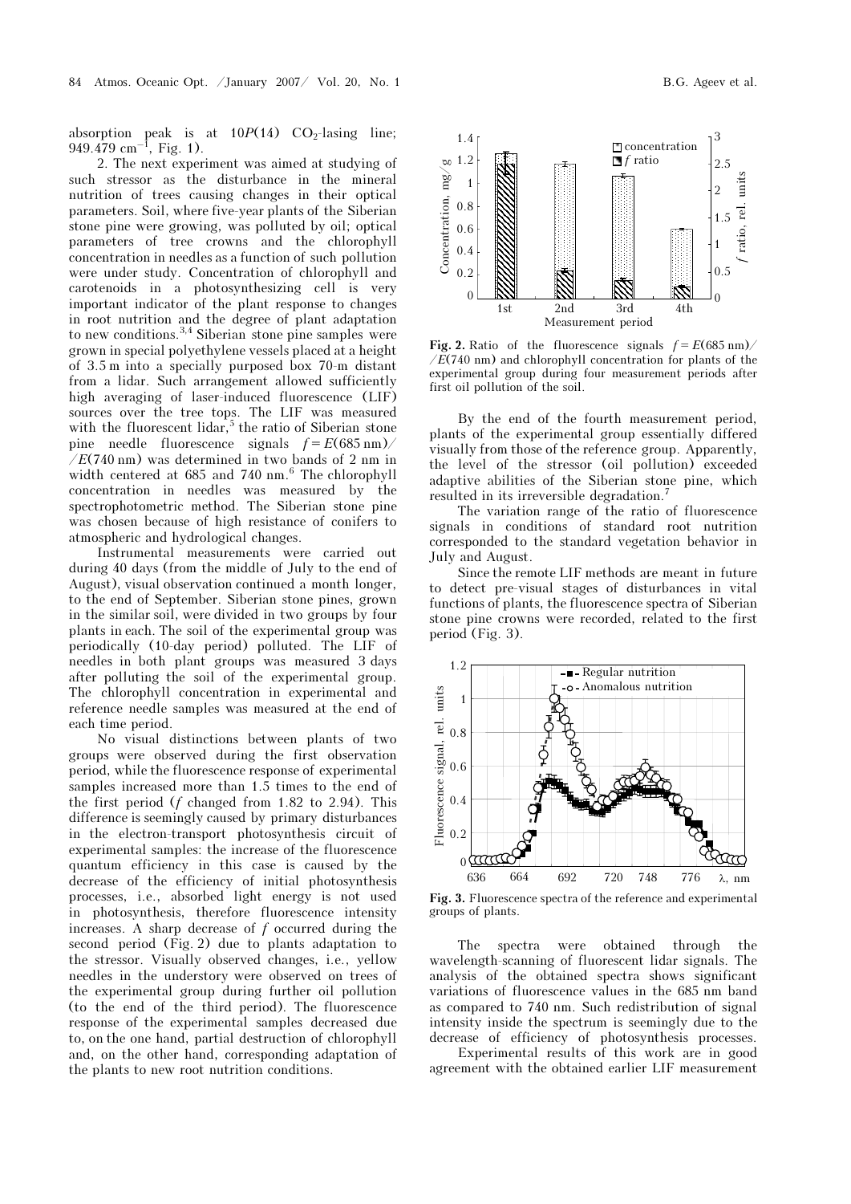absorption peak is at $10P(14)$ $CO_2$-lasing line; $949.479\ cm^{-1}$, Fig. 1).

2. The next experiment was aimed at studying of such stressor as the disturbance in the mineral nutrition of trees causing changes in their optical parameters. Soil, where five-year plants of the Siberian stone pine were growing, was polluted by oil; optical parameters of tree crowns and the chlorophyll concentration in needles as a function of such pollution were under study. Concentration of chlorophyll and carotenoids in a photosynthesizing cell is very important indicator of the plant response to changes in root nutrition and the degree of plant adaptation to new conditions.[3,4] Siberian stone pine samples were grown in special polyethylene vessels placed at a height of 3.5 m into a specially purposed box 70-m distant from a lidar. Such arrangement allowed sufficiently high averaging of laser-induced fluorescence (LIF) sources over the tree tops. The LIF was measured with the fluorescent lidar,[5] the ratio of Siberian stone pine needle fluorescence signals $f = E(685\ \text{nm})/E(740\ \text{nm})$ was determined in two bands of 2 nm in width centered at 685 and 740 nm.[6] The chlorophyll concentration in needles was measured by the spectrophotometric method. The Siberian stone pine was chosen because of high resistance of conifers to atmospheric and hydrological changes.

Instrumental measurements were carried out during 40 days (from the middle of July to the end of August), visual observation continued a month longer, to the end of September. Siberian stone pines, grown in the similar soil, were divided in two groups by four plants in each. The soil of the experimental group was periodically (10-day period) polluted. The LIF of needles in both plant groups was measured 3 days after polluting the soil of the experimental group. The chlorophyll concentration in experimental and reference needle samples was measured at the end of each time period.

No visual distinctions between plants of two groups were observed during the first observation period, while the fluorescence response of experimental samples increased more than 1.5 times to the end of the first period ($f$ changed from 1.82 to 2.94). This difference is seemingly caused by primary disturbances in the electron-transport photosynthesis circuit of experimental samples: the increase of the fluorescence quantum efficiency in this case is caused by the decrease of the efficiency of initial photosynthesis processes, i.e., absorbed light energy is not used in photosynthesis, therefore fluorescence intensity increases. A sharp decrease of $f$ occurred during the second period (Fig. 2) due to plants adaptation to the stressor. Visually observed changes, i.e., yellow needles in the understory were observed on trees of the experimental group during further oil pollution (to the end of the third period). The fluorescence response of the experimental samples decreased due to, on the one hand, partial destruction of chlorophyll and, on the other hand, corresponding adaptation of the plants to new root nutrition conditions.

**Fig. 2.** Ratio of the fluorescence signals $f = E(685\ \text{nm})/E(740\ \text{nm})$ and chlorophyll concentration for plants of the experimental group during four measurement periods after first oil pollution of the soil.

By the end of the fourth measurement period, plants of the experimental group essentially differed visually from those of the reference group. Apparently, the level of the stressor (oil pollution) exceeded adaptive abilities of the Siberian stone pine, which resulted in its irreversible degradation.[7]

The variation range of the ratio of fluorescence signals in conditions of standard root nutrition corresponded to the standard vegetation behavior in July and August.

Since the remote LIF methods are meant in future to detect pre-visual stages of disturbances in vital functions of plants, the fluorescence spectra of Siberian stone pine crowns were recorded, related to the first period (Fig. 3).

**Fig. 3.** Fluorescence spectra of the reference and experimental groups of plants.

The spectra were obtained through the wavelength-scanning of fluorescent lidar signals. The analysis of the obtained spectra shows significant variations of fluorescence values in the 685 nm band as compared to 740 nm. Such redistribution of signal intensity inside the spectrum is seemingly due to the decrease of efficiency of photosynthesis processes.

Experimental results of this work are in good agreement with the obtained earlier LIF measurement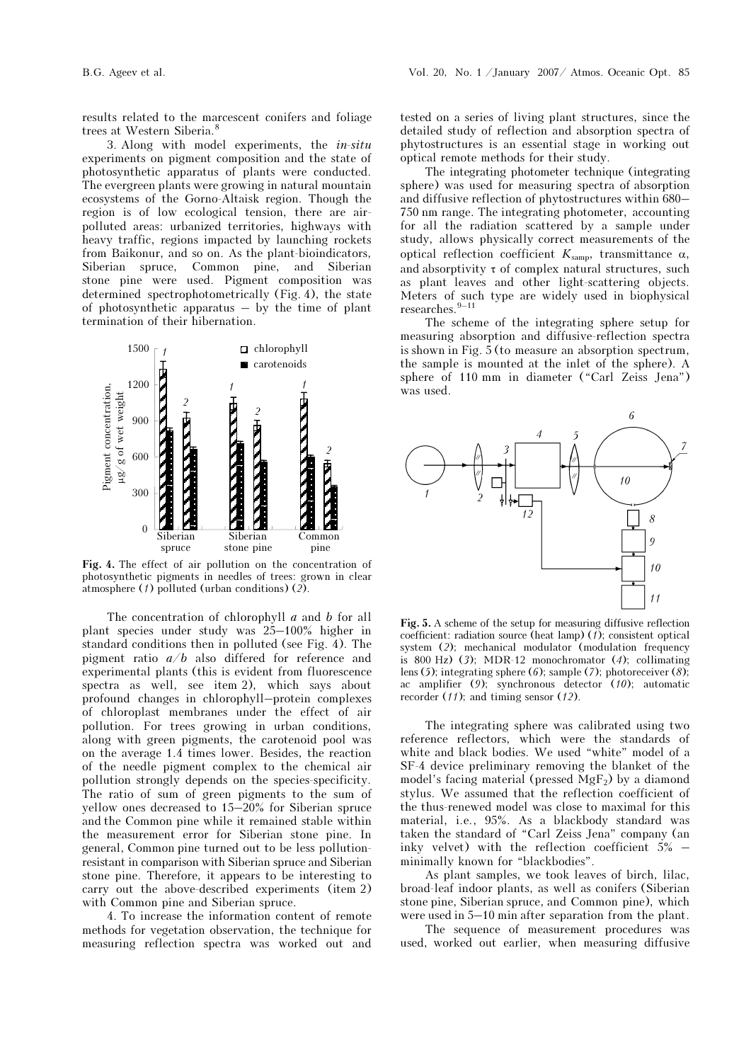results related to the marcescent conifers and foliage trees at Western Siberia.[8]

3. Along with model experiments, the *in-situ* experiments on pigment composition and the state of photosynthetic apparatus of plants were conducted. The evergreen plants were growing in natural mountain ecosystems of the Gorno-Altaisk region. Though the region is of low ecological tension, there are air-polluted areas: urbanized territories, highways with heavy traffic, regions impacted by launching rockets from Baikonur, and so on. As the plant-bioindicators, Siberian spruce, Common pine, and Siberian stone pine were used. Pigment composition was determined spectrophotometrically (Fig. 4), the state of photosynthetic apparatus – by the time of plant termination of their hibernation.

**Fig. 4.** The effect of air pollution on the concentration of photosynthetic pigments in needles of trees: grown in clear atmosphere (*1*) polluted (urban conditions) (*2*).

The concentration of chlorophyll *a* and *b* for all plant species under study was 25–100% higher in standard conditions then in polluted (see Fig. 4). The pigment ratio *a*/*b* also differed for reference and experimental plants (this is evident from fluorescence spectra as well, see item 2), which says about profound changes in chlorophyll–protein complexes of chloroplast membranes under the effect of air pollution. For trees growing in urban conditions, along with green pigments, the carotenoid pool was on the average 1.4 times lower. Besides, the reaction of the needle pigment complex to the chemical air pollution strongly depends on the species-specificity. The ratio of sum of green pigments to the sum of yellow ones decreased to 15–20% for Siberian spruce and the Common pine while it remained stable within the measurement error for Siberian stone pine. In general, Common pine turned out to be less pollution-resistant in comparison with Siberian spruce and Siberian stone pine. Therefore, it appears to be interesting to carry out the above-described experiments (item 2) with Common pine and Siberian spruce.

4. To increase the information content of remote methods for vegetation observation, the technique for measuring reflection spectra was worked out and tested on a series of living plant structures, since the detailed study of reflection and absorption spectra of phytostructures is an essential stage in working out optical remote methods for their study.

The integrating photometer technique (integrating sphere) was used for measuring spectra of absorption and diffusive reflection of phytostructures within 680–750 nm range. The integrating photometer, accounting for all the radiation scattered by a sample under study, allows physically correct measurements of the optical reflection coefficient $K_{samp}$, transmittance $\alpha$, and absorptivity $\tau$ of complex natural structures, such as plant leaves and other light-scattering objects. Meters of such type are widely used in biophysical researches.[9–11]

The scheme of the integrating sphere setup for measuring absorption and diffusive-reflection spectra is shown in Fig. 5 (to measure an absorption spectrum, the sample is mounted at the inlet of the sphere). A sphere of 110 mm in diameter ("Carl Zeiss Jena") was used.

**Fig. 5.** A scheme of the setup for measuring diffusive reflection coefficient: radiation source (heat lamp) (*1*); consistent optical system (*2*); mechanical modulator (modulation frequency is 800 Hz) (*3*); MDR-12 monochromator (*4*); collimating lens (*5*); integrating sphere (*6*); sample (*7*); photoreceiver (*8*); ac amplifier (*9*); synchronous detector (*10*); automatic recorder (*11*); and timing sensor (*12*).

The integrating sphere was calibrated using two reference reflectors, which were the standards of white and black bodies. We used "white" model of a SF-4 device preliminary removing the blanket of the model's facing material (pressed $MgF_2$) by a diamond stylus. We assumed that the reflection coefficient of the thus-renewed model was close to maximal for this material, i.e., 95%. As a blackbody standard was taken the standard of "Carl Zeiss Jena" company (an inky velvet) with the reflection coefficient 5% – minimally known for "blackbodies".

As plant samples, we took leaves of birch, lilac, broad-leaf indoor plants, as well as conifers (Siberian stone pine, Siberian spruce, and Common pine), which were used in 5–10 min after separation from the plant.

The sequence of measurement procedures was used, worked out earlier, when measuring diffusive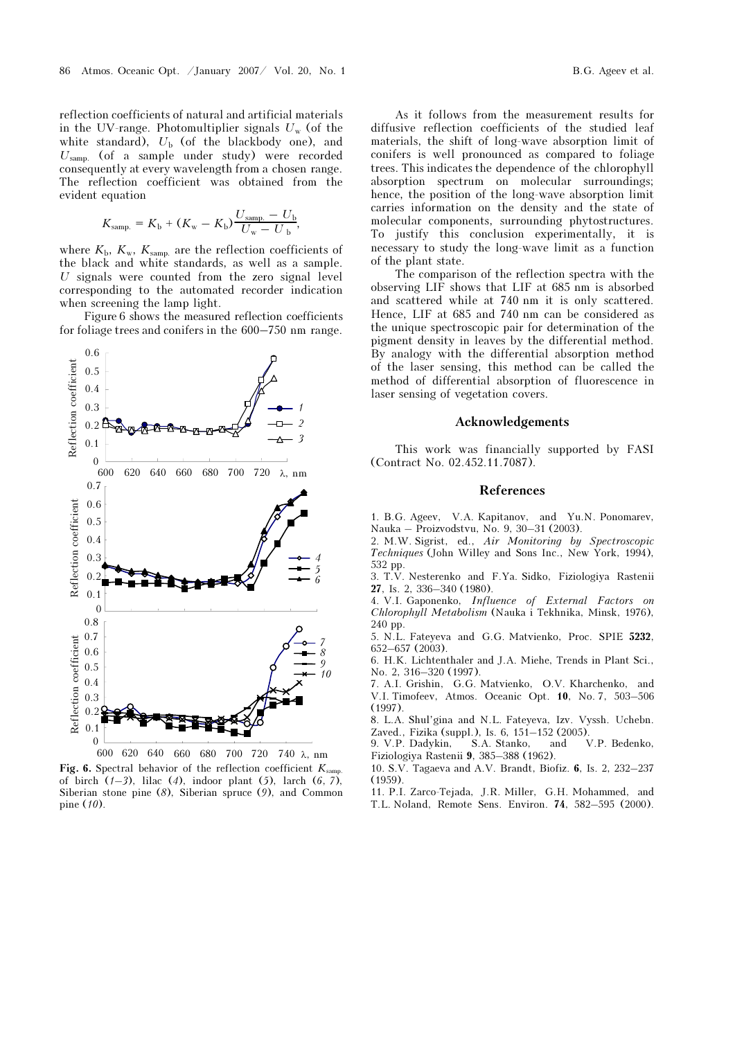reflection coefficients of natural and artificial materials in the UV-range. Photomultiplier signals $U_w$ (of the white standard), $U_b$ (of the blackbody one), and $U_{samp.}$ (of a sample under study) were recorded consequently at every wavelength from a chosen range. The reflection coefficient was obtained from the evident equation

$$K_{samp.} = K_b + (K_w - K_b)\frac{U_{samp.} - U_b}{U_w - U_b},$$

where $K_b$, $K_w$, $K_{samp.}$ are the reflection coefficients of the black and white standards, as well as a sample. $U$ signals were counted from the zero signal level corresponding to the automated recorder indication when screening the lamp light.

Figure 6 shows the measured reflection coefficients for foliage trees and conifers in the 600–750 nm range.

Reflection coefficient
0.6
0.5
0.4
0.3
0.2
0.1
0
600 620 640 660 680 700 720 λ, nm
1
2
3

Reflection coefficient
0.7
0.6
0.5
0.4
0.3
0.2
0.1
0
4
5
6

Reflection coefficient
0.8
0.7
0.6
0.5
0.4
0.3
0.2
0.1
0
600 620 640 660 680 700 720 740 λ, nm
7
8
9
10

**Fig. 6.** Spectral behavior of the reflection coefficient $K_{samp.}$ of birch (*1–3*), lilac (*4*), indoor plant (*5*), larch (*6*, *7*), Siberian stone pine (*8*), Siberian spruce (*9*), and Common pine (*10*).

As it follows from the measurement results for diffusive reflection coefficients of the studied leaf materials, the shift of long-wave absorption limit of conifers is well pronounced as compared to foliage trees. This indicates the dependence of the chlorophyll absorption spectrum on molecular surroundings; hence, the position of the long-wave absorption limit carries information on the density and the state of molecular components, surrounding phytostructures. To justify this conclusion experimentally, it is necessary to study the long-wave limit as a function of the plant state.

The comparison of the reflection spectra with the observing LIF shows that LIF at 685 nm is absorbed and scattered while at 740 nm it is only scattered. Hence, LIF at 685 and 740 nm can be considered as the unique spectroscopic pair for determination of the pigment density in leaves by the differential method. By analogy with the differential absorption method of the laser sensing, this method can be called the method of differential absorption of fluorescence in laser sensing of vegetation covers.

## Acknowledgements

This work was financially supported by FASI (Contract No. 02.452.11.7087).

## References

1. B.G. Ageev, V.A. Kapitanov, and Yu.N. Ponomarev, Nauka – Proizvodstvu, No. 9, 30–31 (2003).
2. M.W. Sigrist, ed., *Air Monitoring by Spectroscopic Techniques* (John Willey and Sons Inc., New York, 1994), 532 pp.
3. T.V. Nesterenko and F.Ya. Sidko, Fiziologiya Rastenii **27**, Is. 2, 336–340 (1980).
4. V.I. Gaponenko, *Influence of External Factors on Chlorophyll Metabolism* (Nauka i Tekhnika, Minsk, 1976), 240 pp.
5. N.L. Fateyeva and G.G. Matvienko, Proc. SPIE **5232**, 652–657 (2003).
6. H.K. Lichtenthaler and J.A. Miehe, Trends in Plant Sci., No. 2, 316–320 (1997).
7. A.I. Grishin, G.G. Matvienko, O.V. Kharchenko, and V.I. Timofeev, Atmos. Oceanic Opt. **10**, No. 7, 503–506 (1997).
8. L.A. Shul'gina and N.L. Fateyeva, Izv. Vyssh. Uchebn. Zaved., Fizika (suppl.), Is. 6, 151–152 (2005).
9. V.P. Dadykin, S.A. Stanko, and V.P. Bedenko, Fiziologiya Rastenii **9**, 385–388 (1962).
10. S.V. Tagaeva and A.V. Brandt, Biofiz. **6**, Is. 2, 232–237 (1959).
11. P.I. Zarco-Tejada, J.R. Miller, G.H. Mohammed, and T.L. Noland, Remote Sens. Environ. **74**, 582–595 (2000).